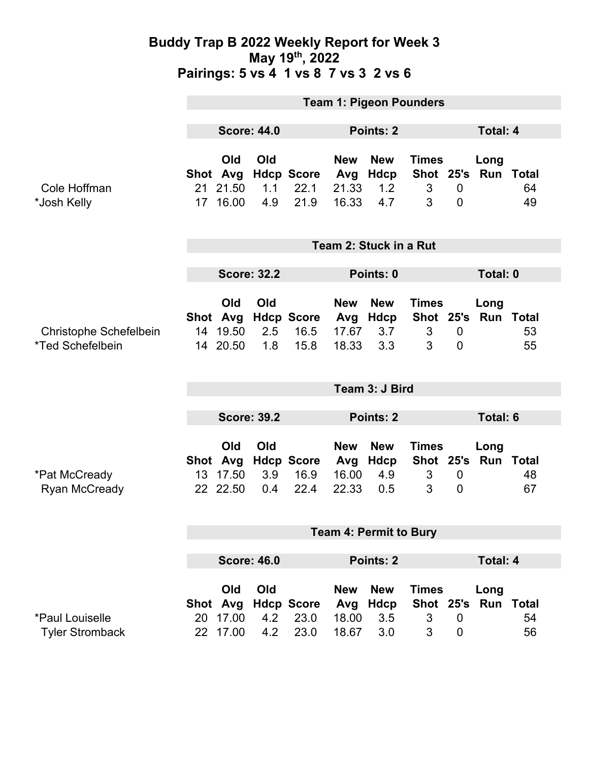# Buddy Trap B 2022 Weekly Report for Week 3

## May 19th, 2022

## Pairings: 5 vs 4  1 vs 8  7 vs 3  2 vs 6

### Team 1: Pigeon Pounders

**Score: 44.0** | **Points: 2** | **Total: 4**

| | Shot | Old Avg | Old Hdcp | Score | New Avg | New Hdcp | Times Shot | 25's | Long Run | Total |
|---|---|---|---|---|---|---|---|---|---|---|
| Cole Hoffman | 21 | 21.50 | 1.1 | 22.1 | 21.33 | 1.2 | 3 | 0 | | 64 |
| *Josh Kelly | 17 | 16.00 | 4.9 | 21.9 | 16.33 | 4.7 | 3 | 0 | | 49 |

### Team 2: Stuck in a Rut

**Score: 32.2** | **Points: 0** | **Total: 0**

| | Shot | Old Avg | Old Hdcp | Score | New Avg | New Hdcp | Times Shot | 25's | Long Run | Total |
|---|---|---|---|---|---|---|---|---|---|---|
| Christophe Schefelbein | 14 | 19.50 | 2.5 | 16.5 | 17.67 | 3.7 | 3 | 0 | | 53 |
| *Ted Schefelbein | 14 | 20.50 | 1.8 | 15.8 | 18.33 | 3.3 | 3 | 0 | | 55 |

### Team 3: J Bird

**Score: 39.2** | **Points: 2** | **Total: 6**

| | Shot | Old Avg | Old Hdcp | Score | New Avg | New Hdcp | Times Shot | 25's | Long Run | Total |
|---|---|---|---|---|---|---|---|---|---|---|
| *Pat McCready | 13 | 17.50 | 3.9 | 16.9 | 16.00 | 4.9 | 3 | 0 | | 48 |
| Ryan McCready | 22 | 22.50 | 0.4 | 22.4 | 22.33 | 0.5 | 3 | 0 | | 67 |

### Team 4: Permit to Bury

**Score: 46.0** | **Points: 2** | **Total: 4**

| | Shot | Old Avg | Old Hdcp | Score | New Avg | New Hdcp | Times Shot | 25's | Long Run | Total |
|---|---|---|---|---|---|---|---|---|---|---|
| *Paul Louiselle | 20 | 17.00 | 4.2 | 23.0 | 18.00 | 3.5 | 3 | 0 | | 54 |
| Tyler Stromback | 22 | 17.00 | 4.2 | 23.0 | 18.67 | 3.0 | 3 | 0 | | 56 |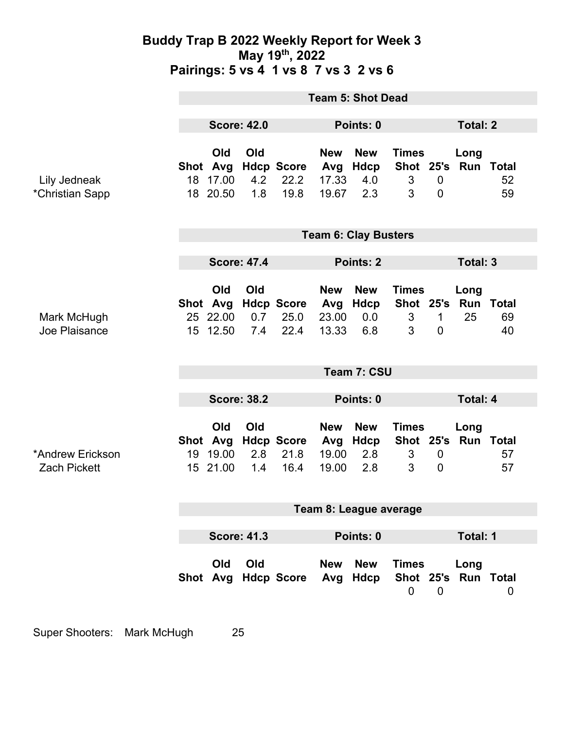# Buddy Trap B 2022 Weekly Report for Week 3

## May 19th, 2022

## Pairings: 5 vs 4 1 vs 8 7 vs 3 2 vs 6

### Team 5: Shot Dead

**Score: 42.0** | **Points: 0** | **Total: 2**

| | Shot | Old Avg | Old Hdcp | Score | New Avg | New Hdcp | Times Shot | 25's | Long Run | Total |
|---|---|---|---|---|---|---|---|---|---|---|
| Lily Jedneak | 18 | 17.00 | 4.2 | 22.2 | 17.33 | 4.0 | 3 | 0 | | 52 |
| *Christian Sapp | 18 | 20.50 | 1.8 | 19.8 | 19.67 | 2.3 | 3 | 0 | | 59 |

### Team 6: Clay Busters

**Score: 47.4** | **Points: 2** | **Total: 3**

| | Shot | Old Avg | Old Hdcp | Score | New Avg | New Hdcp | Times Shot | 25's | Long Run | Total |
|---|---|---|---|---|---|---|---|---|---|---|
| Mark McHugh | 25 | 22.00 | 0.7 | 25.0 | 23.00 | 0.0 | 3 | 1 | 25 | 69 |
| Joe Plaisance | 15 | 12.50 | 7.4 | 22.4 | 13.33 | 6.8 | 3 | 0 | | 40 |

### Team 7: CSU

**Score: 38.2** | **Points: 0** | **Total: 4**

| | Shot | Old Avg | Old Hdcp | Score | New Avg | New Hdcp | Times Shot | 25's | Long Run | Total |
|---|---|---|---|---|---|---|---|---|---|---|
| *Andrew Erickson | 19 | 19.00 | 2.8 | 21.8 | 19.00 | 2.8 | 3 | 0 | | 57 |
| Zach Pickett | 15 | 21.00 | 1.4 | 16.4 | 19.00 | 2.8 | 3 | 0 | | 57 |

### Team 8: League average

**Score: 41.3** | **Points: 0** | **Total: 1**

| | Shot | Old Avg | Old Hdcp | Score | New Avg | New Hdcp | Times Shot | 25's | Long Run | Total |
|---|---|---|---|---|---|---|---|---|---|---|
| | | | | | | | 0 | 0 | | 0 |

Super Shooters: Mark McHugh 25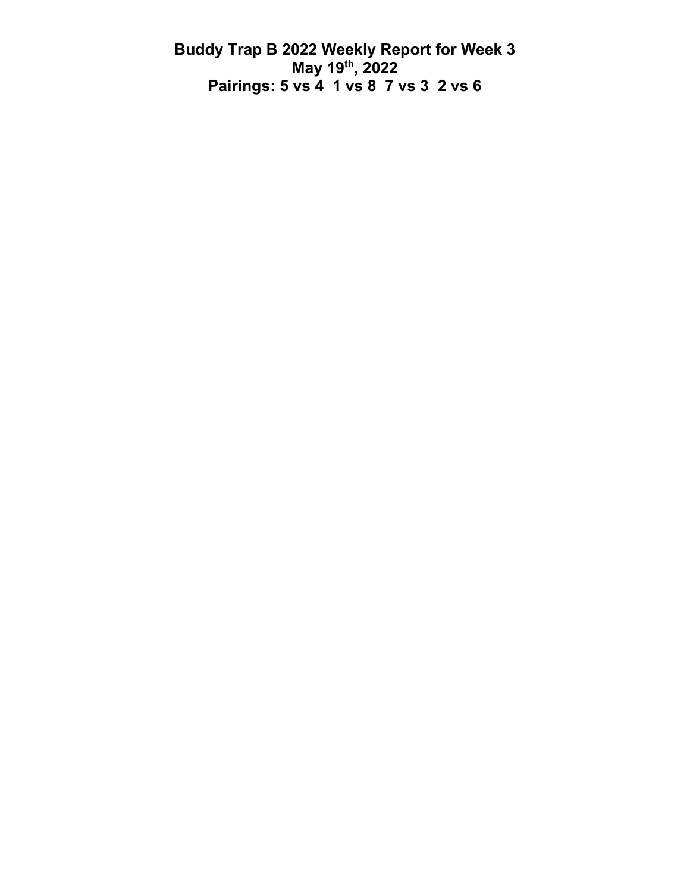# Buddy Trap B 2022 Weekly Report for Week 3

# May 19th, 2022

# Pairings: 5 vs 4  1 vs 8  7 vs 3  2 vs 6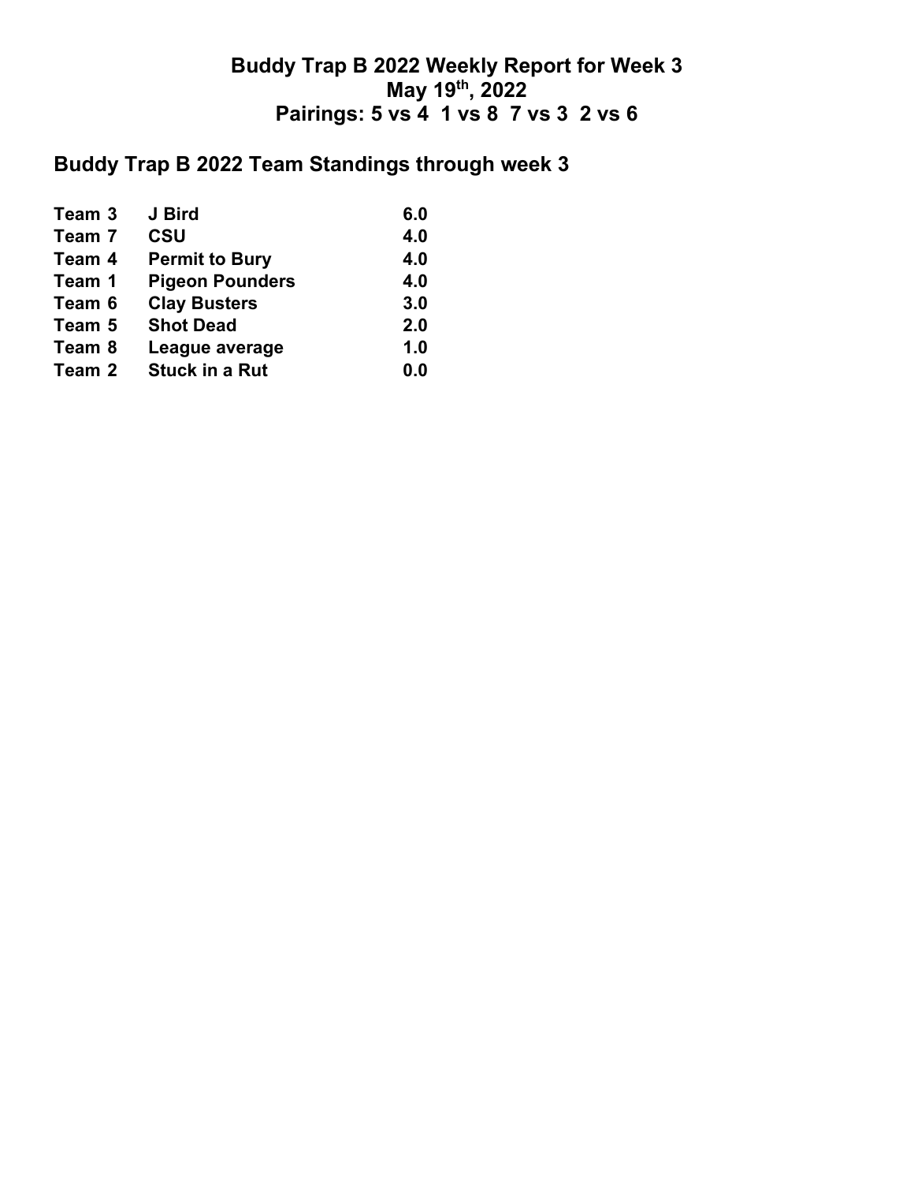# Buddy Trap B 2022 Weekly Report for Week 3

## May 19th, 2022

## Pairings: 5 vs 4 1 vs 8 7 vs 3 2 vs 6

## Buddy Trap B 2022 Team Standings through week 3

| | | |
|---|---|---|
| Team 3 | J Bird | 6.0 |
| Team 7 | CSU | 4.0 |
| Team 4 | Permit to Bury | 4.0 |
| Team 1 | Pigeon Pounders | 4.0 |
| Team 6 | Clay Busters | 3.0 |
| Team 5 | Shot Dead | 2.0 |
| Team 8 | League average | 1.0 |
| Team 2 | Stuck in a Rut | 0.0 |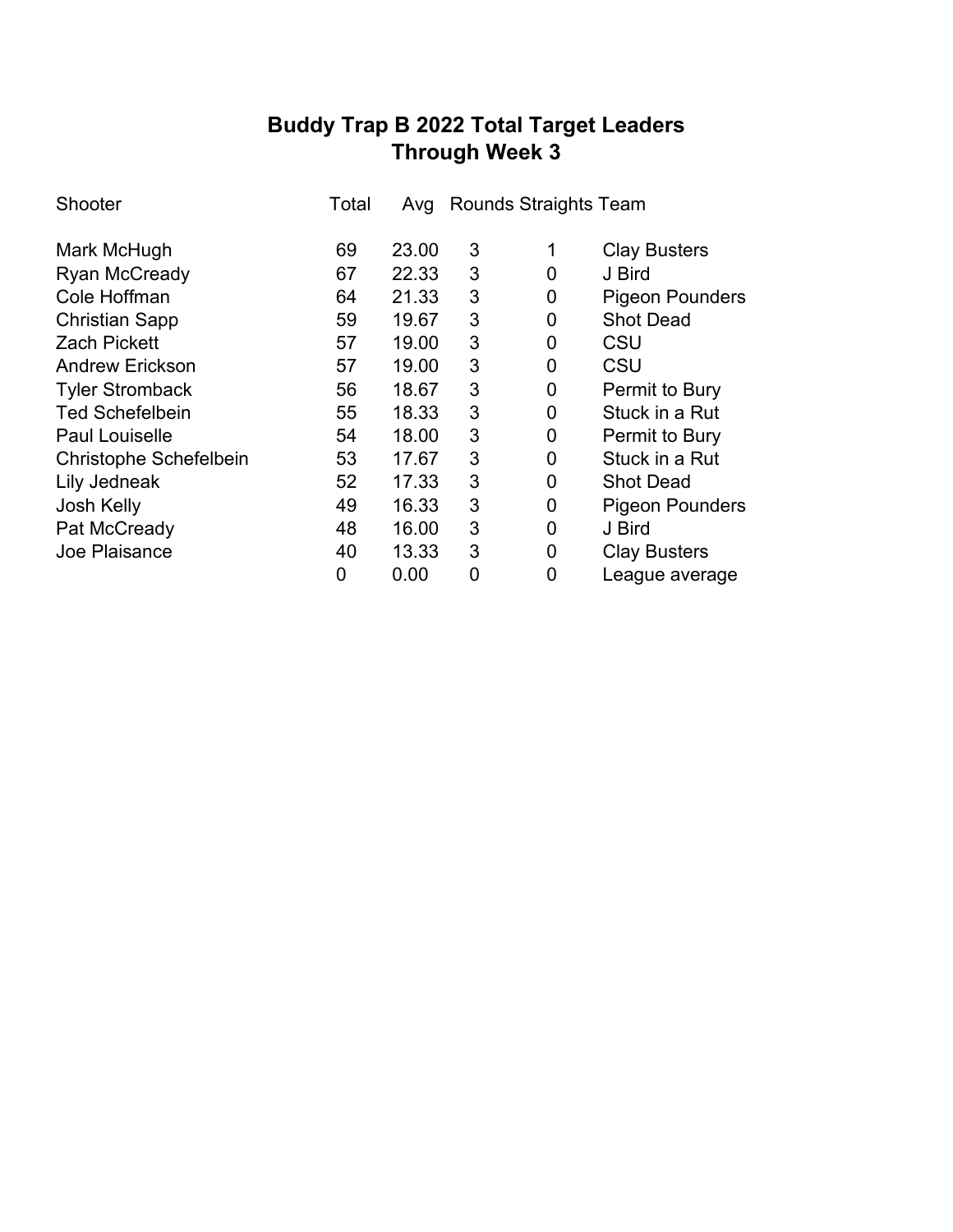# Buddy Trap B 2022 Total Target Leaders
## Through Week 3

| Shooter | Total | Avg | Rounds | Straights | Team |
|---|---|---|---|---|---|
| Mark McHugh | 69 | 23.00 | 3 | 1 | Clay Busters |
| Ryan McCready | 67 | 22.33 | 3 | 0 | J Bird |
| Cole Hoffman | 64 | 21.33 | 3 | 0 | Pigeon Pounders |
| Christian Sapp | 59 | 19.67 | 3 | 0 | Shot Dead |
| Zach Pickett | 57 | 19.00 | 3 | 0 | CSU |
| Andrew Erickson | 57 | 19.00 | 3 | 0 | CSU |
| Tyler Stromback | 56 | 18.67 | 3 | 0 | Permit to Bury |
| Ted Schefelbein | 55 | 18.33 | 3 | 0 | Stuck in a Rut |
| Paul Louiselle | 54 | 18.00 | 3 | 0 | Permit to Bury |
| Christophe Schefelbein | 53 | 17.67 | 3 | 0 | Stuck in a Rut |
| Lily Jedneak | 52 | 17.33 | 3 | 0 | Shot Dead |
| Josh Kelly | 49 | 16.33 | 3 | 0 | Pigeon Pounders |
| Pat McCready | 48 | 16.00 | 3 | 0 | J Bird |
| Joe Plaisance | 40 | 13.33 | 3 | 0 | Clay Busters |
| | 0 | 0.00 | 0 | 0 | League average |